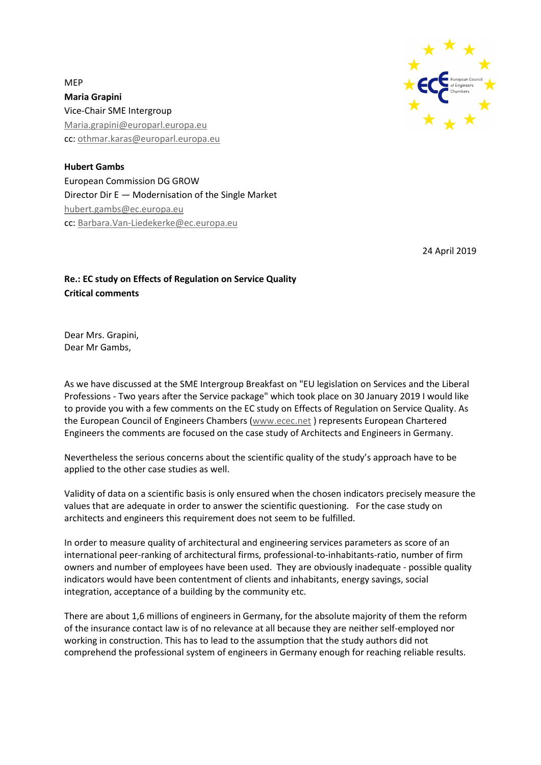MEP
**Maria Grapini**
Vice-Chair SME Intergroup
Maria.grapini@europarl.europa.eu
cc: othmar.karas@europarl.europa.eu

**Hubert Gambs**
European Commission DG GROW
Director Dir E — Modernisation of the Single Market
hubert.gambs@ec.europa.eu
cc: Barbara.Van-Liedekerke@ec.europa.eu

24 April 2019

**Re.: EC study on Effects of Regulation on Service Quality**
**Critical comments**

Dear Mrs. Grapini,
Dear Mr Gambs,

As we have discussed at the SME Intergroup Breakfast on "EU legislation on Services and the Liberal Professions - Two years after the Service package" which took place on 30 January 2019 I would like to provide you with a few comments on the EC study on Effects of Regulation on Service Quality. As the European Council of Engineers Chambers (www.ecec.net ) represents European Chartered Engineers the comments are focused on the case study of Architects and Engineers in Germany.

Nevertheless the serious concerns about the scientific quality of the study's approach have to be applied to the other case studies as well.

Validity of data on a scientific basis is only ensured when the chosen indicators precisely measure the values that are adequate in order to answer the scientific questioning. For the case study on architects and engineers this requirement does not seem to be fulfilled.

In order to measure quality of architectural and engineering services parameters as score of an international peer-ranking of architectural firms, professional-to-inhabitants-ratio, number of firm owners and number of employees have been used. They are obviously inadequate - possible quality indicators would have been contentment of clients and inhabitants, energy savings, social integration, acceptance of a building by the community etc.

There are about 1,6 millions of engineers in Germany, for the absolute majority of them the reform of the insurance contact law is of no relevance at all because they are neither self-employed nor working in construction. This has to lead to the assumption that the study authors did not comprehend the professional system of engineers in Germany enough for reaching reliable results.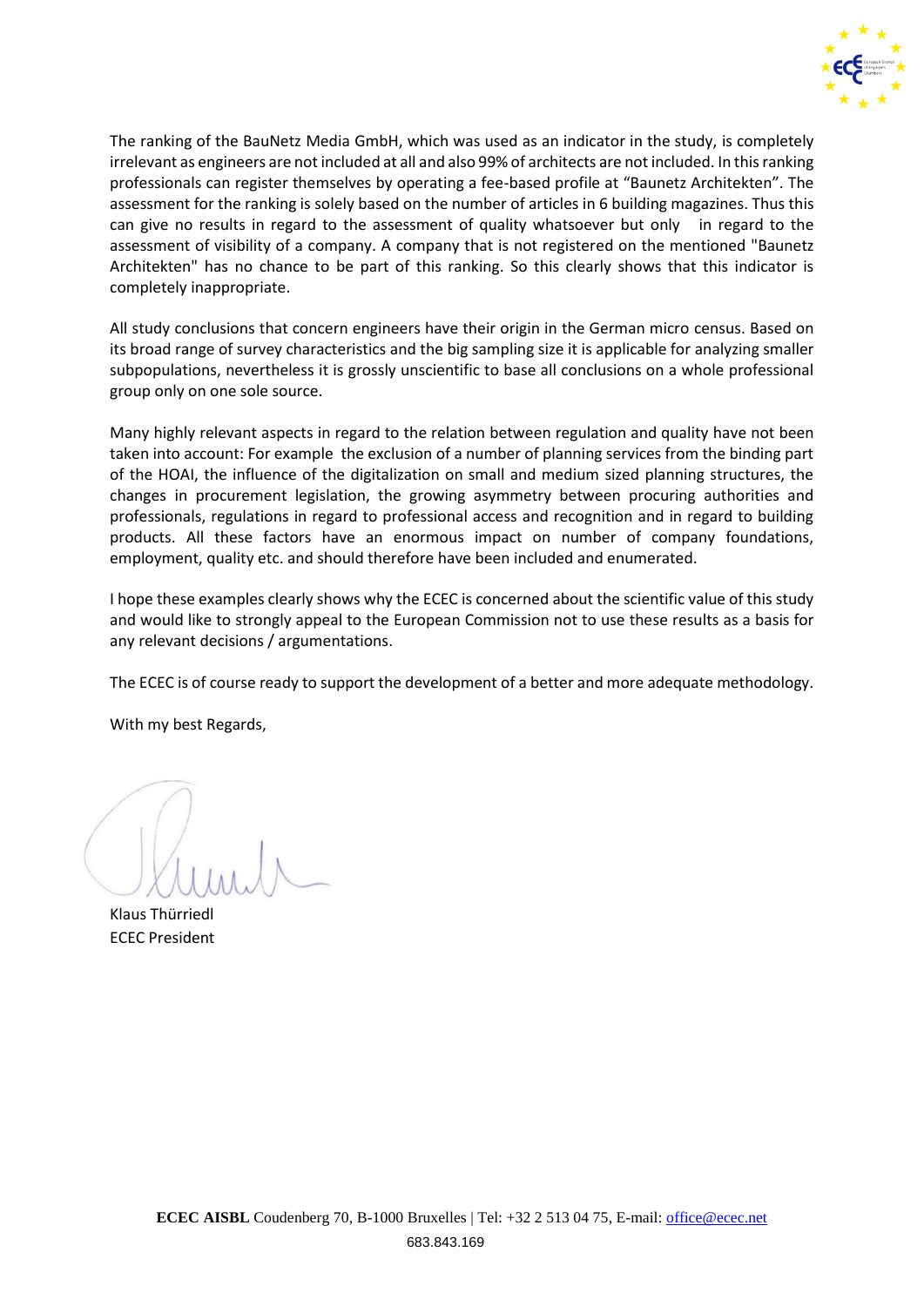The ranking of the BauNetz Media GmbH, which was used as an indicator in the study, is completely irrelevant as engineers are not included at all and also 99% of architects are not included. In this ranking professionals can register themselves by operating a fee-based profile at "Baunetz Architekten". The assessment for the ranking is solely based on the number of articles in 6 building magazines. Thus this can give no results in regard to the assessment of quality whatsoever but only in regard to the assessment of visibility of a company. A company that is not registered on the mentioned "Baunetz Architekten" has no chance to be part of this ranking. So this clearly shows that this indicator is completely inappropriate.

All study conclusions that concern engineers have their origin in the German micro census. Based on its broad range of survey characteristics and the big sampling size it is applicable for analyzing smaller subpopulations, nevertheless it is grossly unscientific to base all conclusions on a whole professional group only on one sole source.

Many highly relevant aspects in regard to the relation between regulation and quality have not been taken into account: For example the exclusion of a number of planning services from the binding part of the HOAI, the influence of the digitalization on small and medium sized planning structures, the changes in procurement legislation, the growing asymmetry between procuring authorities and professionals, regulations in regard to professional access and recognition and in regard to building products. All these factors have an enormous impact on number of company foundations, employment, quality etc. and should therefore have been included and enumerated.

I hope these examples clearly shows why the ECEC is concerned about the scientific value of this study and would like to strongly appeal to the European Commission not to use these results as a basis for any relevant decisions / argumentations.

The ECEC is of course ready to support the development of a better and more adequate methodology.

With my best Regards,

Klaus Thürriedl
ECEC President

**ECEC AISBL** Coudenberg 70, B-1000 Bruxelles | Tel: +32 2 513 04 75, E-mail: office@ecec.net
683.843.169